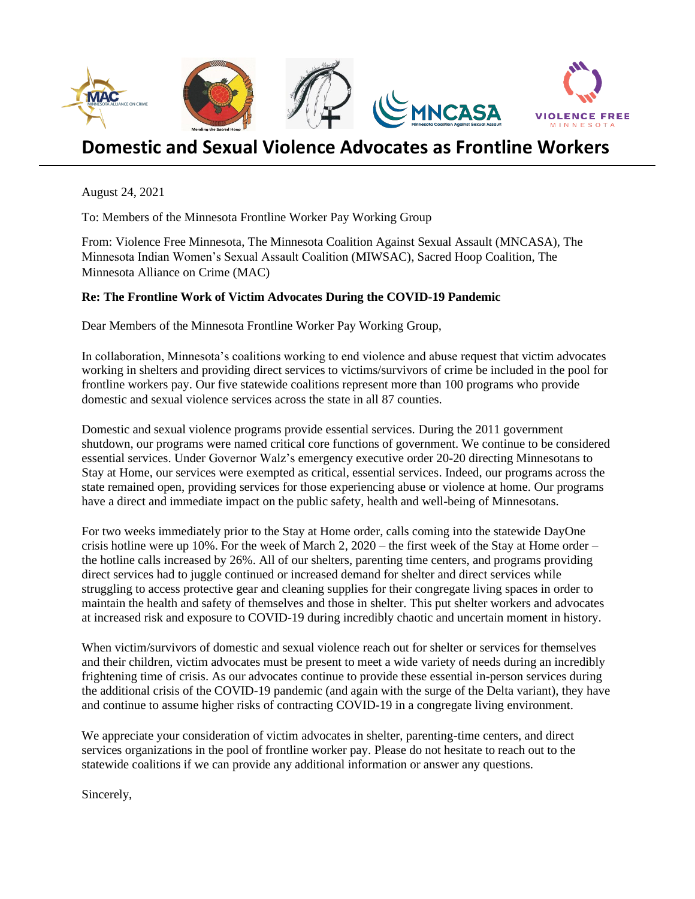# Domestic and Sexual Violence Advocates as Frontline Workers

August 24, 2021

To: Members of the Minnesota Frontline Worker Pay Working Group

From: Violence Free Minnesota, The Minnesota Coalition Against Sexual Assault (MNCASA), The Minnesota Indian Women's Sexual Assault Coalition (MIWSAC), Sacred Hoop Coalition, The Minnesota Alliance on Crime (MAC)

**Re: The Frontline Work of Victim Advocates During the COVID-19 Pandemic**

Dear Members of the Minnesota Frontline Worker Pay Working Group,

In collaboration, Minnesota's coalitions working to end violence and abuse request that victim advocates working in shelters and providing direct services to victims/survivors of crime be included in the pool for frontline workers pay. Our five statewide coalitions represent more than 100 programs who provide domestic and sexual violence services across the state in all 87 counties.

Domestic and sexual violence programs provide essential services. During the 2011 government shutdown, our programs were named critical core functions of government. We continue to be considered essential services. Under Governor Walz's emergency executive order 20-20 directing Minnesotans to Stay at Home, our services were exempted as critical, essential services. Indeed, our programs across the state remained open, providing services for those experiencing abuse or violence at home. Our programs have a direct and immediate impact on the public safety, health and well-being of Minnesotans.

For two weeks immediately prior to the Stay at Home order, calls coming into the statewide DayOne crisis hotline were up 10%. For the week of March 2, 2020 – the first week of the Stay at Home order – the hotline calls increased by 26%. All of our shelters, parenting time centers, and programs providing direct services had to juggle continued or increased demand for shelter and direct services while struggling to access protective gear and cleaning supplies for their congregate living spaces in order to maintain the health and safety of themselves and those in shelter. This put shelter workers and advocates at increased risk and exposure to COVID-19 during incredibly chaotic and uncertain moment in history.

When victim/survivors of domestic and sexual violence reach out for shelter or services for themselves and their children, victim advocates must be present to meet a wide variety of needs during an incredibly frightening time of crisis. As our advocates continue to provide these essential in-person services during the additional crisis of the COVID-19 pandemic (and again with the surge of the Delta variant), they have and continue to assume higher risks of contracting COVID-19 in a congregate living environment.

We appreciate your consideration of victim advocates in shelter, parenting-time centers, and direct services organizations in the pool of frontline worker pay. Please do not hesitate to reach out to the statewide coalitions if we can provide any additional information or answer any questions.

Sincerely,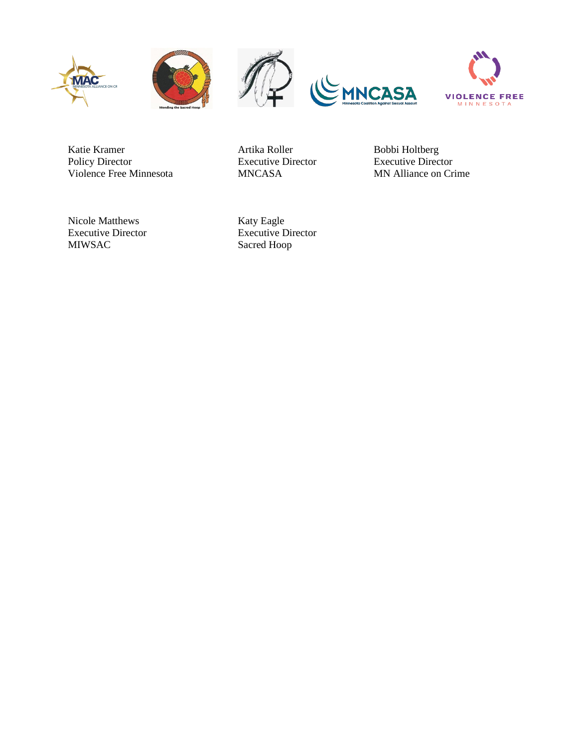Katie Kramer
Policy Director
Violence Free Minnesota

Artika Roller
Executive Director
MNCASA

Bobbi Holtberg
Executive Director
MN Alliance on Crime

Nicole Matthews
Executive Director
MIWSAC

Katy Eagle
Executive Director
Sacred Hoop